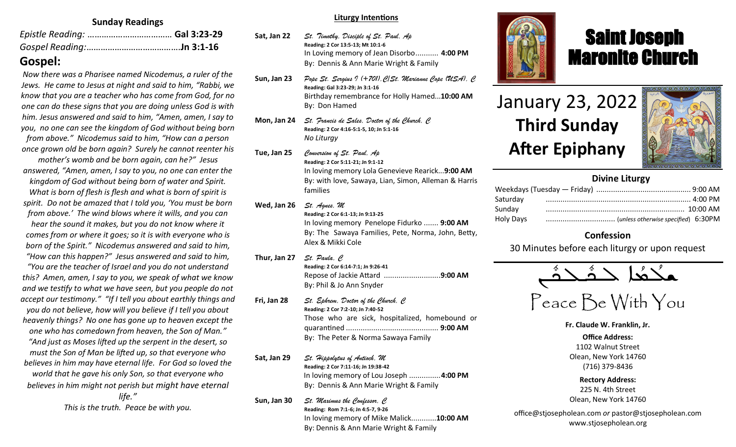## Sunday Readings

*Epistle Reading: ………………………………* **Gal 3:23-29**

*Gospel Reading:…………………………………*​**Jn 3:1-16**

## Gospel:

*Now there was a Pharisee named Nicodemus, a ruler of the Jews. He came to Jesus at night and said to him, "Rabbi, we know that you are a teacher who has come from God, for no one can do these signs that you are doing unless God is with him. Jesus answered and said to him, "Amen, amen, I say to you, no one can see the kingdom of God without being born from above." Nicodemus said to him, "How can a person once grown old be born again? Surely he cannot reenter his mother's womb and be born again, can he?" Jesus answered, "Amen, amen, I say to you, no one can enter the kingdom of God without being born of water and Spirit. What is born of flesh is flesh and what is born of spirit is spirit. Do not be amazed that I told you, 'You must be born from above.' The wind blows where it wills, and you can hear the sound it makes, but you do not know where it comes from or where it goes; so it is with everyone who is born of the Spirit." Nicodemus answered and said to him, "How can this happen?" Jesus answered and said to him, "You are the teacher of Israel and you do not understand this? Amen, amen, I say to you, we speak of what we know and we testify to what we have seen, but you people do not accept our testimony." "If I tell you about earthly things and you do not believe, how will you believe if I tell you about heavenly things? No one has gone up to heaven except the one who has comedown from heaven, the Son of Man." "And just as Moses lifted up the serpent in the desert, so must the Son of Man be lifted up, so that everyone who believes in him may have eternal life. For God so loved the world that he gave his only Son, so that everyone who believes in him might not perish but might have eternal life."*

*This is the truth. Peace be with you.*

## Liturgy Intentions

**Sat, Jan 22** — *St. Timothy, Disciple of St. Paul, Ap*
**Reading: 2 Cor 13:5-13; Mt 10:1-6**
In Loving memory of Jean Disorbo........... **4:00 PM**
By: Dennis & Ann Marie Wright & Family

**Sun, Jan 23** — *Pope St. Sergius I (+701),C/St. Marianne Cope (USA), C*
**Reading: Gal 3:23-29; Jn 3:1-16**
Birthday remembrance for Holly Hamed...**10:00 AM**
By: Don Hamed

**Mon, Jan 24** — *St. Francis de Sales, Doctor of the Church, C*
**Reading: 2 Cor 4:16-5:1-5, 10; Jn 5:1-16**
*No Liturgy*

**Tue, Jan 25** — *Conversion of St. Paul, Ap*
**Reading: 2 Cor 5:11-21; Jn 9:1-12**
In loving memory Lola Genevieve Rearick...**9:00 AM**
By: with love, Sawaya, Lian, Simon, Alleman & Harris families

**Wed, Jan 26** — *St. Agnes, M*
**Reading: 2 Cor 6:1-13; Jn 9:13-25**
In loving memory Penelope Fidurko ....... **9:00 AM**
By: The Sawaya Families, Pete, Norma, John, Betty, Alex & Mikki Cole

**Thur, Jan 27** — *St. Paula, C*
**Reading: 2 Cor 6:14-7:1; Jn 9:26-41**
Repose of Jackie Attard ..........................**9:00 AM**
By: Phil & Jo Ann Snyder

**Fri, Jan 28** — *St. Ephrem, Doctor of the Church, C*
**Reading: 2 Cor 7:2-10; Jn 7:40-52**
Those who are sick, hospitalized, homebound or quarantined ........................................... **9:00 AM**
By: The Peter & Norma Sawaya Family

**Sat, Jan 29** — *St. Hippolytus of Antioch, M*
**Reading: 2 Cor 7:11-16; Jn 19:38-42**
In loving memory of Lou Joseph ...............**4:00 PM**
By: Dennis & Ann Marie Wright & Family

**Sun, Jan 30** — *St. Maximus the Confessor, C*
**Reading: Rom 7:1-6; Jn 4:5-7, 9-26**
In loving memory of Mike Malick............**10:00 AM**
By: Dennis & Ann Marie Wright & Family

# Saint Joseph Maronite Church

# January 23, 2022
# Third Sunday After Epiphany

## Divine Liturgy

| | |
|---|---|
| Weekdays (Tuesday — Friday) | 9:00 AM |
| Saturday | 4:00 PM |
| Sunday | 10:00 AM |
| Holy Days | (*unless otherwise specified*) 6:30PM |

## Confession

30 Minutes before each liturgy or upon request

ܫܠܡܐ ܠܟܠܟܘܢ

Peace Be With You

**Fr. Claude W. Franklin, Jr.**

**Office Address:**
1102 Walnut Street
Olean, New York 14760
(716) 379-8436

**Rectory Address:**
225 N. 4th Street
Olean, New York 14760

office@stjosepholean.com *or* pastor@stjosepholean.com
www.stjosepholean.org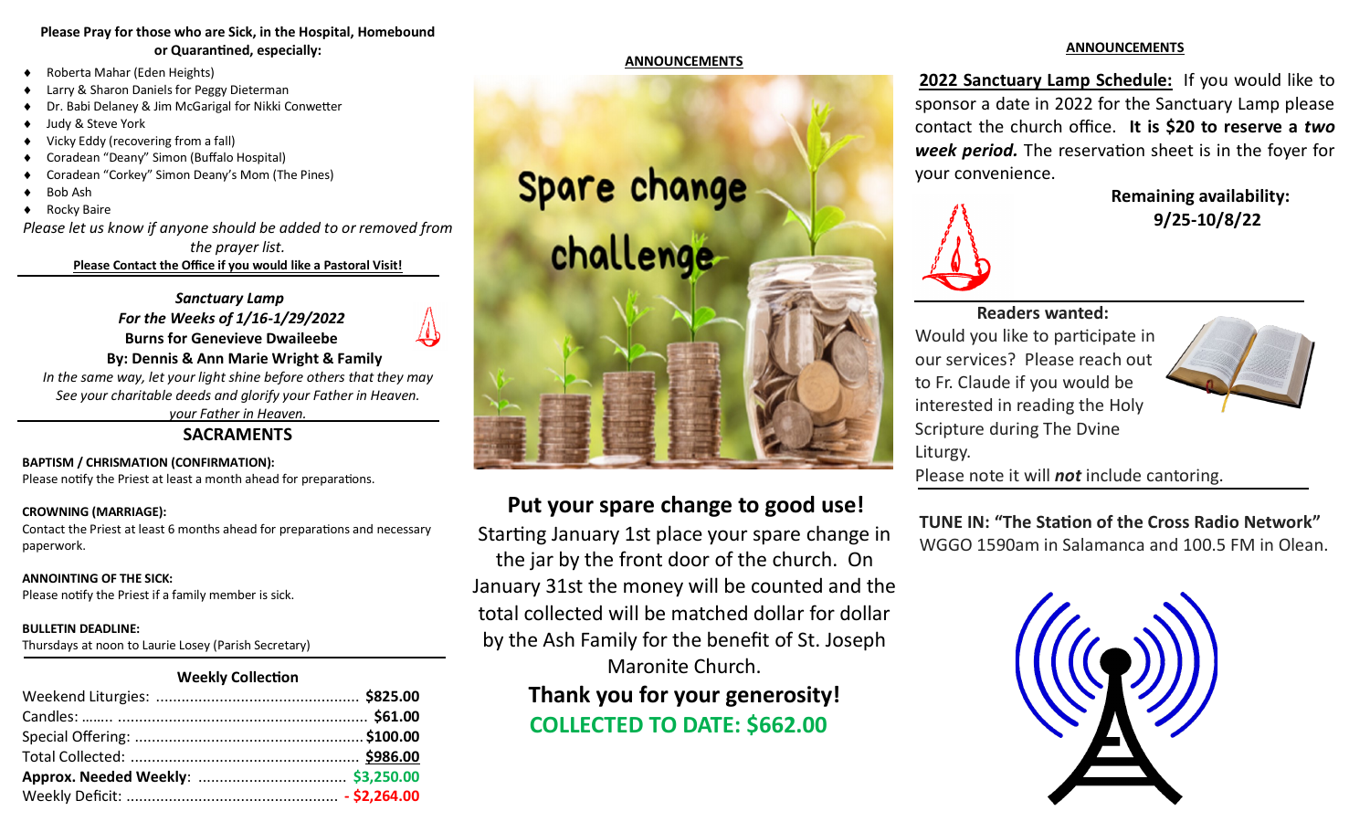**Please Pray for those who are Sick, in the Hospital, Homebound or Quarantined, especially:**

- Roberta Mahar (Eden Heights)
- Larry & Sharon Daniels for Peggy Dieterman
- Dr. Babi Delaney & Jim McGarigal for Nikki Conwetter
- Judy & Steve York
- Vicky Eddy (recovering from a fall)
- Coradean "Deany" Simon (Buffalo Hospital)
- Coradean "Corkey" Simon Deany's Mom (The Pines)
- Bob Ash
- Rocky Baire

*Please let us know if anyone should be added to or removed from the prayer list.*

**Please Contact the Office if you would like a Pastoral Visit!**

***Sanctuary Lamp***

***For the Weeks of 1/16-1/29/2022***

**Burns for Genevieve Dwaileebe**

**By: Dennis & Ann Marie Wright & Family**

*In the same way, let your light shine before others that they may See your charitable deeds and glorify your Father in Heaven. your Father in Heaven.*

## SACRAMENTS

**BAPTISM / CHRISMATION (CONFIRMATION):**
Please notify the Priest at least a month ahead for preparations.

**CROWNING (MARRIAGE):**
Contact the Priest at least 6 months ahead for preparations and necessary paperwork.

**ANOINTING OF THE SICK:**
Please notify the Priest if a family member is sick.

**BULLETIN DEADLINE:**
Thursdays at noon to Laurie Losey (Parish Secretary)

### Weekly Collection

| | |
|---|---|
| Weekend Liturgies: | **$825.00** |
| Candles: …….. | **$61.00** |
| Special Offering: | **$100.00** |
| Total Collected: | **$986.00** |
| **Approx. Needed Weekly**: | **$3,250.00** |
| Weekly Deficit: | **- $2,264.00** |

## ANNOUNCEMENTS

Spare change challenge

## Put your spare change to good use!

Starting January 1st place your spare change in the jar by the front door of the church. On January 31st the money will be counted and the total collected will be matched dollar for dollar by the Ash Family for the benefit of St. Joseph Maronite Church.

**Thank you for your generosity!**

**COLLECTED TO DATE: $662.00**

## ANNOUNCEMENTS

**2022 Sanctuary Lamp Schedule:** If you would like to sponsor a date in 2022 for the Sanctuary Lamp please contact the church office. **It is $20 to reserve a *two week period.*** The reservation sheet is in the foyer for your convenience.

**Remaining availability: 9/25-10/8/22**

**Readers wanted:**

Would you like to participate in our services? Please reach out to Fr. Claude if you would be interested in reading the Holy Scripture during The Dvine Liturgy.

Please note it will ***not*** include cantoring.

**TUNE IN: "The Station of the Cross Radio Network"**
WGGO 1590am in Salamanca and 100.5 FM in Olean.